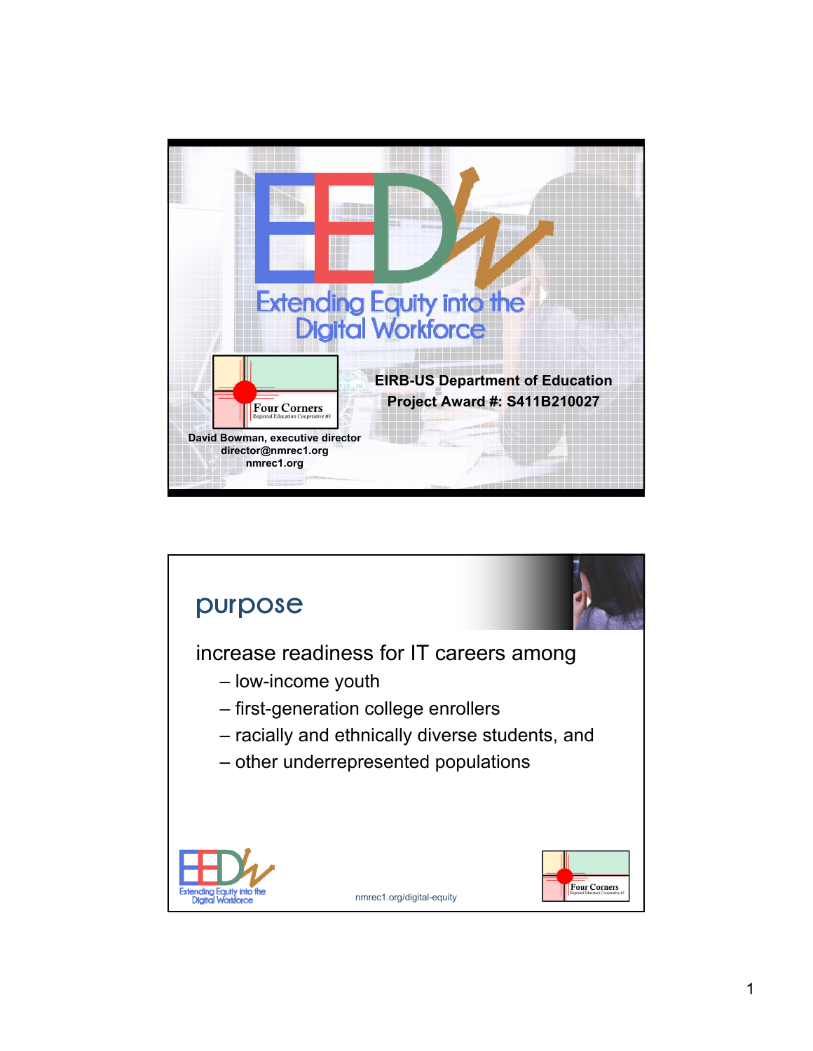# EEDW

Extending Equity into the Digital Workforce

Four Corners Regional Education Cooperative #1

EIRB-US Department of Education
Project Award #: S411B210027

David Bowman, executive director
director@nmrec1.org
nmrec1.org

## purpose

increase readiness for IT careers among

– low-income youth
– first-generation college enrollers
– racially and ethnically diverse students, and
– other underrepresented populations

EEDW Extending Equity into the Digital Workforce

nmrec1.org/digital-equity

Four Corners Regional Education Cooperative #1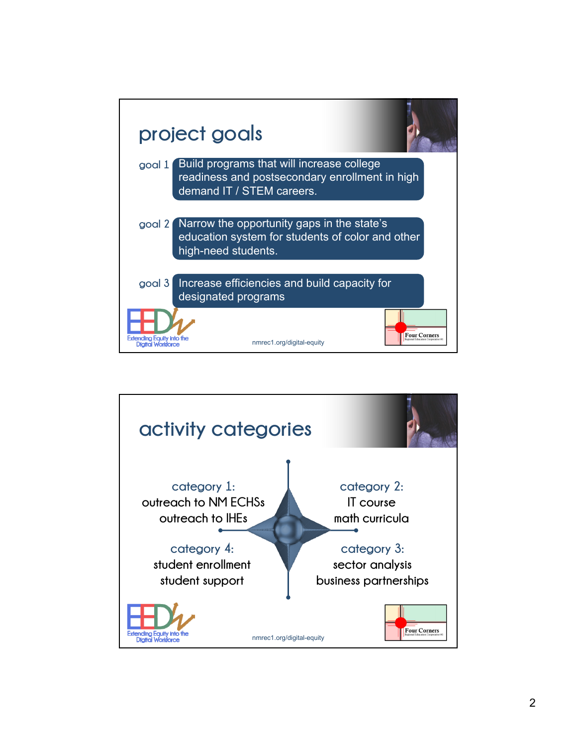## project goals

goal 1 Build programs that will increase college readiness and postsecondary enrollment in high demand IT / STEM careers.

goal 2 Narrow the opportunity gaps in the state's education system for students of color and other high-need students.

goal 3 Increase efficiencies and build capacity for designated programs

Extending Equity into the Digital Workforce

nmrec1.org/digital-equity

Four Corners

## activity categories

category 1:
outreach to NM ECHSs
outreach to IHEs

category 2:
IT course
math curricula

category 4:
student enrollment
student support

category 3:
sector analysis
business partnerships

Extending Equity into the Digital Workforce

nmrec1.org/digital-equity

Four Corners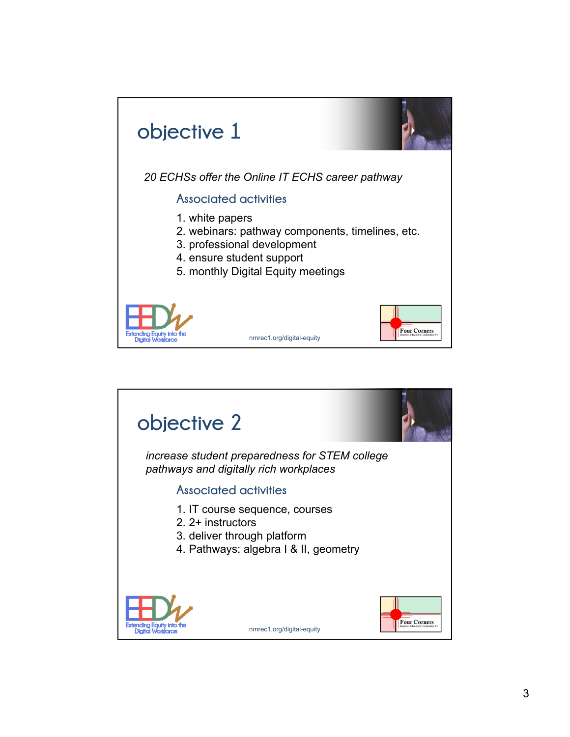## objective 1

*20 ECHSs offer the Online IT ECHS career pathway*

### Associated activities

1. white papers
2. webinars: pathway components, timelines, etc.
3. professional development
4. ensure student support
5. monthly Digital Equity meetings

Extending Equity into the Digital Workforce

nmrec1.org/digital-equity

Four Corners Regional Education Cooperative #1

## objective 2

*increase student preparedness for STEM college pathways and digitally rich workplaces*

### Associated activities

1. IT course sequence, courses
2. 2+ instructors
3. deliver through platform
4. Pathways: algebra I & II, geometry

Extending Equity into the Digital Workforce

nmrec1.org/digital-equity

Four Corners Regional Education Cooperative #1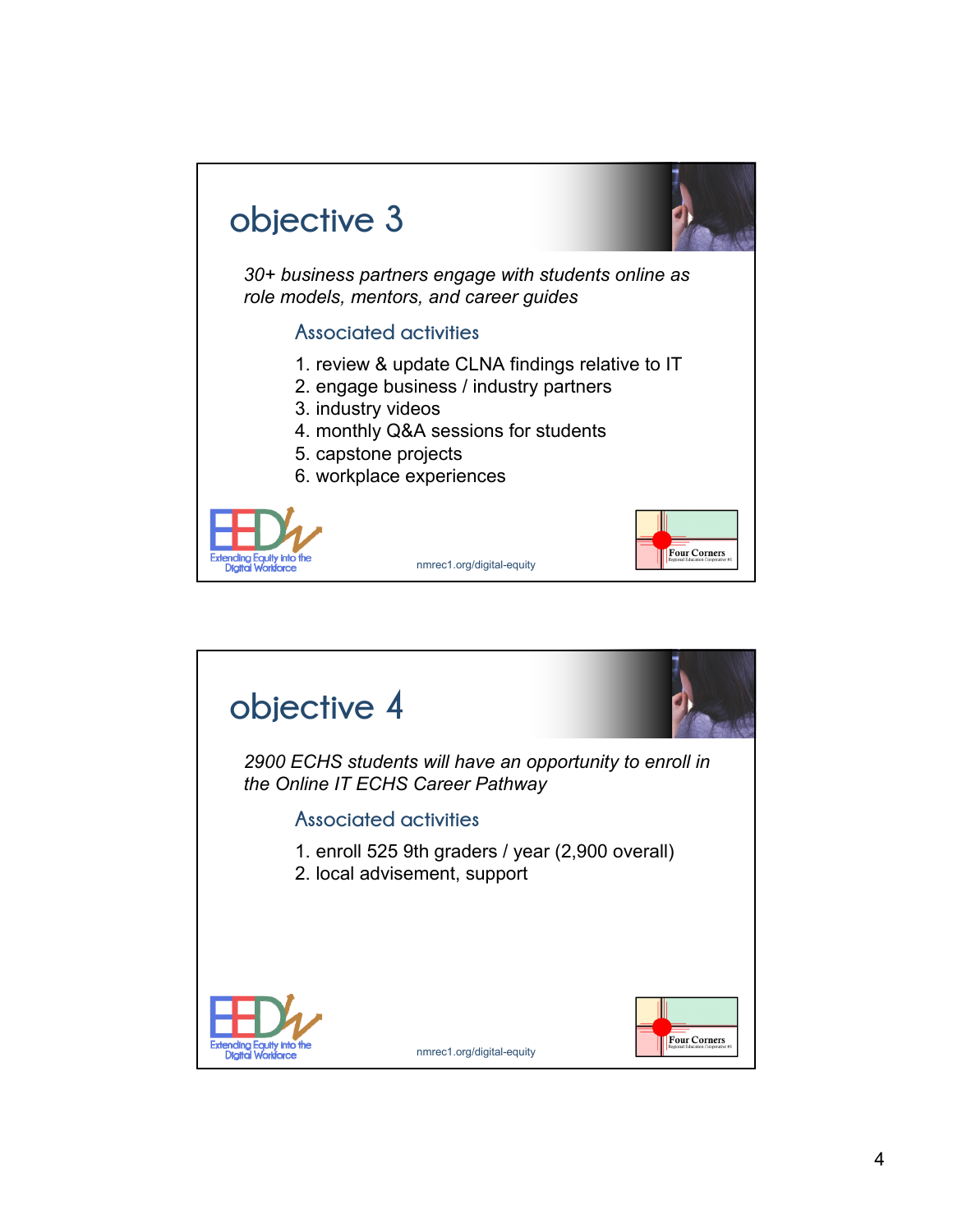# objective 3

*30+ business partners engage with students online as role models, mentors, and career guides*

## Associated activities

1. review & update CLNA findings relative to IT
2. engage business / industry partners
3. industry videos
4. monthly Q&A sessions for students
5. capstone projects
6. workplace experiences

Extending Equity into the Digital Workforce

nmrec1.org/digital-equity

Four Corners

# objective 4

*2900 ECHS students will have an opportunity to enroll in the Online IT ECHS Career Pathway*

## Associated activities

1. enroll 525 9th graders / year (2,900 overall)
2. local advisement, support

Extending Equity into the Digital Workforce

nmrec1.org/digital-equity

Four Corners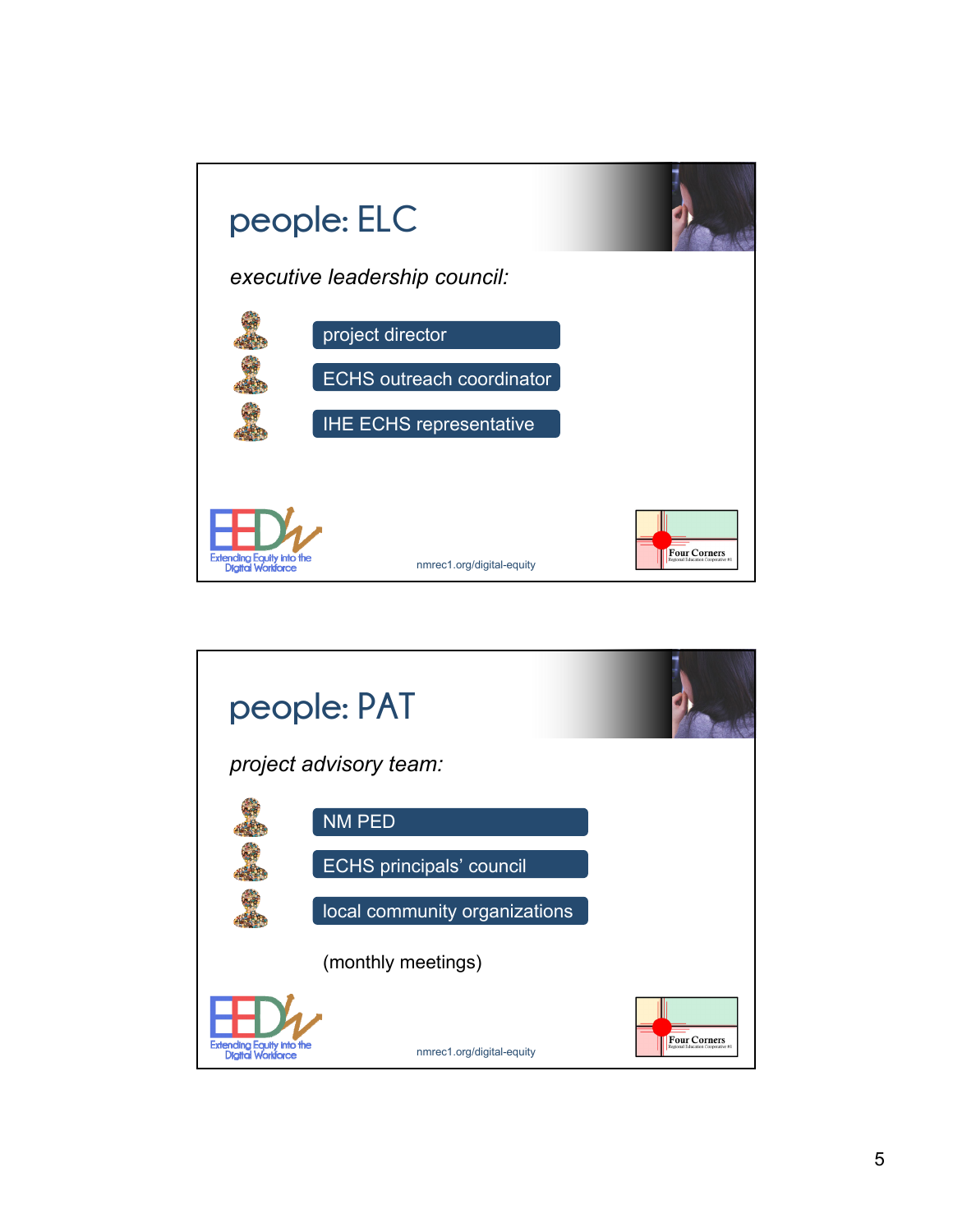# people: ELC

*executive leadership council:*

- project director
- ECHS outreach coordinator
- IHE ECHS representative

Extending Equity into the Digital Workforce

nmrec1.org/digital-equity

Four Corners Regional Education Cooperative #1

# people: PAT

*project advisory team:*

- NM PED
- ECHS principals' council
- local community organizations

(monthly meetings)

Extending Equity into the Digital Workforce

nmrec1.org/digital-equity

Four Corners Regional Education Cooperative #1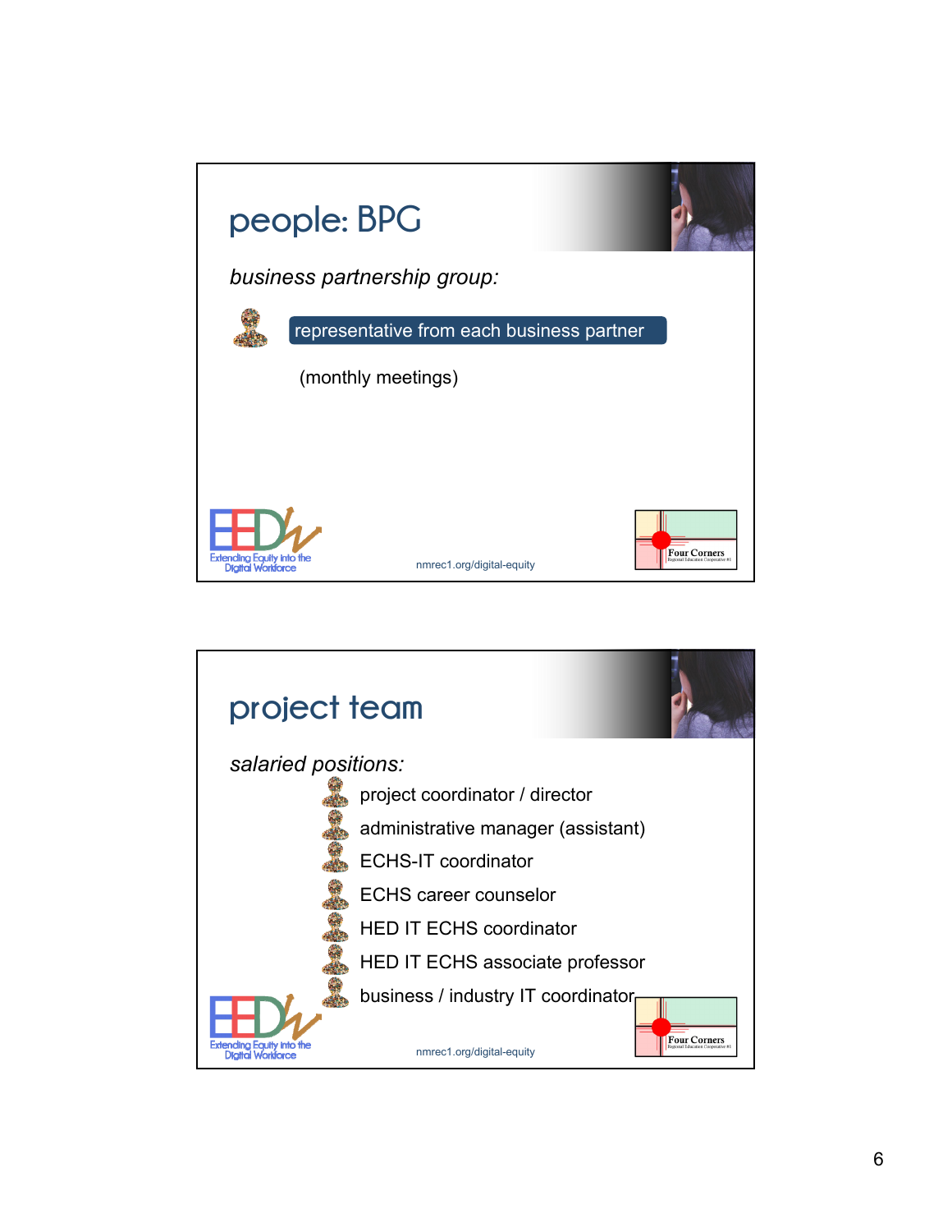# people: BPG

*business partnership group:*

- representative from each business partner

(monthly meetings)

Extending Equity into the Digital Workforce

nmrec1.org/digital-equity

Four Corners Regional Education Cooperative #1

# project team

*salaried positions:*

- project coordinator / director
- administrative manager (assistant)
- ECHS-IT coordinator
- ECHS career counselor
- HED IT ECHS coordinator
- HED IT ECHS associate professor
- business / industry IT coordinator

Extending Equity into the Digital Workforce

nmrec1.org/digital-equity

Four Corners Regional Education Cooperative #1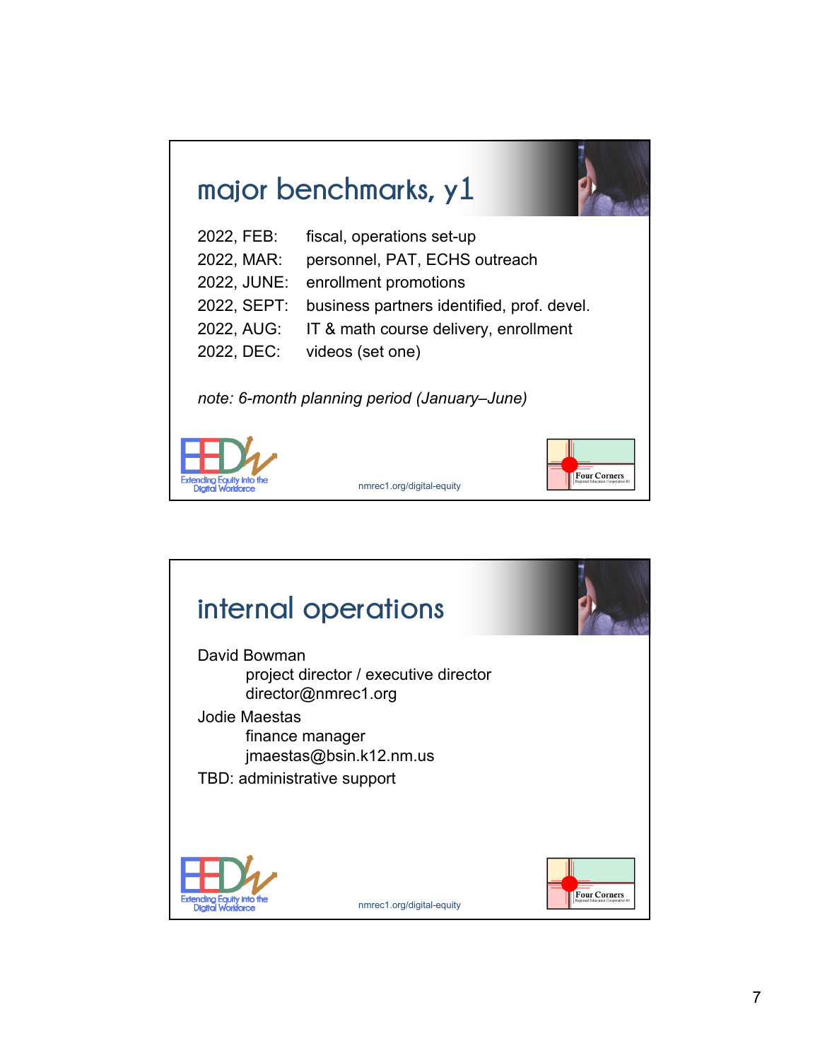## major benchmarks, y1

| | |
|---|---|
| 2022, FEB: | fiscal, operations set-up |
| 2022, MAR: | personnel, PAT, ECHS outreach |
| 2022, JUNE: | enrollment promotions |
| 2022, SEPT: | business partners identified, prof. devel. |
| 2022, AUG: | IT & math course delivery, enrollment |
| 2022, DEC: | videos (set one) |

*note: 6-month planning period (January–June)*

Extending Equity into the Digital Workforce

nmrec1.org/digital-equity

Four Corners Regional Education Cooperative #1

## internal operations

David Bowman
- project director / executive director
- director@nmrec1.org

Jodie Maestas
- finance manager
- jmaestas@bsin.k12.nm.us

TBD: administrative support

Extending Equity into the Digital Workforce

nmrec1.org/digital-equity

Four Corners Regional Education Cooperative #1